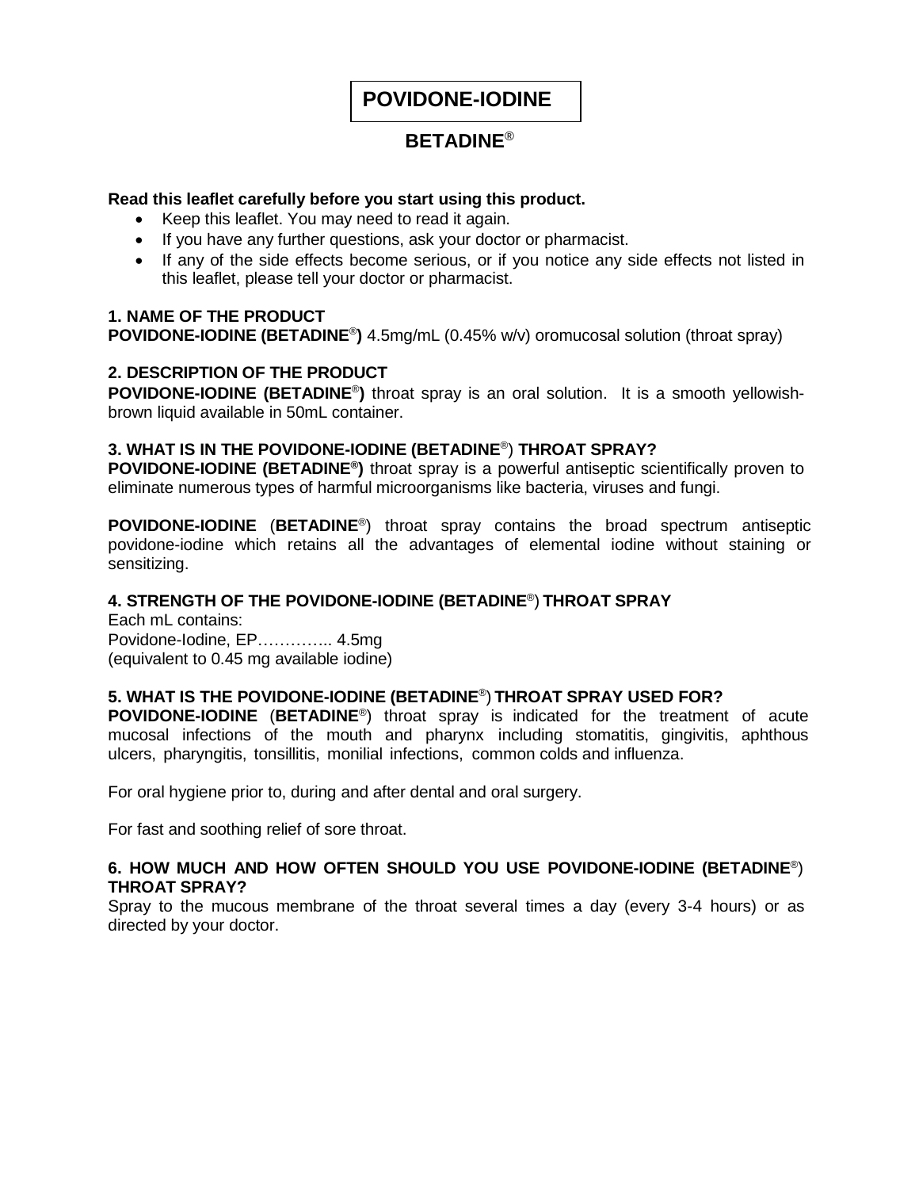# POVIDONE-IODINE

## BETADINE®

**Read this leaflet carefully before you start using this product.**

- Keep this leaflet. You may need to read it again.
- If you have any further questions, ask your doctor or pharmacist.
- If any of the side effects become serious, or if you notice any side effects not listed in this leaflet, please tell your doctor or pharmacist.

**1. NAME OF THE PRODUCT**

**POVIDONE-IODINE (BETADINE®)** 4.5mg/mL (0.45% w/v) oromucosal solution (throat spray)

**2. DESCRIPTION OF THE PRODUCT**

**POVIDONE-IODINE (BETADINE®)** throat spray is an oral solution. It is a smooth yellowish-brown liquid available in 50mL container.

**3. WHAT IS IN THE POVIDONE-IODINE (BETADINE®) THROAT SPRAY?**

**POVIDONE-IODINE (BETADINE®)** throat spray is a powerful antiseptic scientifically proven to eliminate numerous types of harmful microorganisms like bacteria, viruses and fungi.

**POVIDONE-IODINE** (**BETADINE®**) throat spray contains the broad spectrum antiseptic povidone-iodine which retains all the advantages of elemental iodine without staining or sensitizing.

**4. STRENGTH OF THE POVIDONE-IODINE (BETADINE®) THROAT SPRAY**

Each mL contains:
Povidone-Iodine, EP………….. 4.5mg
(equivalent to 0.45 mg available iodine)

**5. WHAT IS THE POVIDONE-IODINE (BETADINE®) THROAT SPRAY USED FOR?**

**POVIDONE-IODINE** (**BETADINE®**) throat spray is indicated for the treatment of acute mucosal infections of the mouth and pharynx including stomatitis, gingivitis, aphthous ulcers, pharyngitis, tonsillitis, monilial infections, common colds and influenza.

For oral hygiene prior to, during and after dental and oral surgery.

For fast and soothing relief of sore throat.

**6. HOW MUCH AND HOW OFTEN SHOULD YOU USE POVIDONE-IODINE (BETADINE®) THROAT SPRAY?**

Spray to the mucous membrane of the throat several times a day (every 3-4 hours) or as directed by your doctor.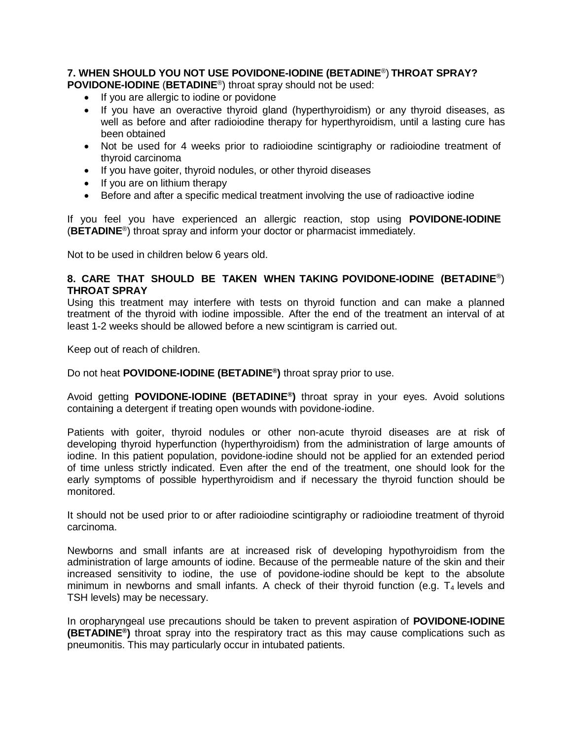## 7. WHEN SHOULD YOU NOT USE POVIDONE-IODINE (BETADINE®) THROAT SPRAY?

**POVIDONE-IODINE** (**BETADINE**®) throat spray should not be used:

- If you are allergic to iodine or povidone
- If you have an overactive thyroid gland (hyperthyroidism) or any thyroid diseases, as well as before and after radioiodine therapy for hyperthyroidism, until a lasting cure has been obtained
- Not be used for 4 weeks prior to radioiodine scintigraphy or radioiodine treatment of thyroid carcinoma
- If you have goiter, thyroid nodules, or other thyroid diseases
- If you are on lithium therapy
- Before and after a specific medical treatment involving the use of radioactive iodine

If you feel you have experienced an allergic reaction, stop using **POVIDONE-IODINE** (**BETADINE**®) throat spray and inform your doctor or pharmacist immediately.

Not to be used in children below 6 years old.

## 8. CARE THAT SHOULD BE TAKEN WHEN TAKING POVIDONE-IODINE (BETADINE®) THROAT SPRAY

Using this treatment may interfere with tests on thyroid function and can make a planned treatment of the thyroid with iodine impossible. After the end of the treatment an interval of at least 1-2 weeks should be allowed before a new scintigram is carried out.

Keep out of reach of children.

Do not heat **POVIDONE-IODINE (BETADINE®)** throat spray prior to use.

Avoid getting **POVIDONE-IODINE (BETADINE®)** throat spray in your eyes. Avoid solutions containing a detergent if treating open wounds with povidone-iodine.

Patients with goiter, thyroid nodules or other non-acute thyroid diseases are at risk of developing thyroid hyperfunction (hyperthyroidism) from the administration of large amounts of iodine. In this patient population, povidone-iodine should not be applied for an extended period of time unless strictly indicated. Even after the end of the treatment, one should look for the early symptoms of possible hyperthyroidism and if necessary the thyroid function should be monitored.

It should not be used prior to or after radioiodine scintigraphy or radioiodine treatment of thyroid carcinoma.

Newborns and small infants are at increased risk of developing hypothyroidism from the administration of large amounts of iodine. Because of the permeable nature of the skin and their increased sensitivity to iodine, the use of povidone-iodine should be kept to the absolute minimum in newborns and small infants. A check of their thyroid function (e.g. $T_4$ levels and TSH levels) may be necessary.

In oropharyngeal use precautions should be taken to prevent aspiration of **POVIDONE-IODINE (BETADINE®)** throat spray into the respiratory tract as this may cause complications such as pneumonitis. This may particularly occur in intubated patients.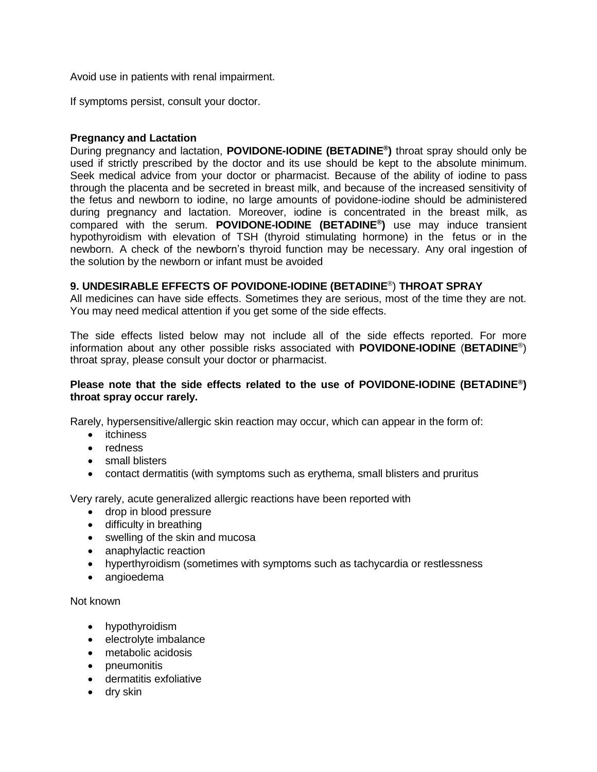Avoid use in patients with renal impairment.

If symptoms persist, consult your doctor.

**Pregnancy and Lactation**

During pregnancy and lactation, **POVIDONE-IODINE (BETADINE®)** throat spray should only be used if strictly prescribed by the doctor and its use should be kept to the absolute minimum. Seek medical advice from your doctor or pharmacist. Because of the ability of iodine to pass through the placenta and be secreted in breast milk, and because of the increased sensitivity of the fetus and newborn to iodine, no large amounts of povidone-iodine should be administered during pregnancy and lactation. Moreover, iodine is concentrated in the breast milk, as compared with the serum. **POVIDONE-IODINE (BETADINE®)** use may induce transient hypothyroidism with elevation of TSH (thyroid stimulating hormone) in the fetus or in the newborn. A check of the newborn's thyroid function may be necessary. Any oral ingestion of the solution by the newborn or infant must be avoided

**9. UNDESIRABLE EFFECTS OF POVIDONE-IODINE (BETADINE®) THROAT SPRAY**

All medicines can have side effects. Sometimes they are serious, most of the time they are not. You may need medical attention if you get some of the side effects.

The side effects listed below may not include all of the side effects reported. For more information about any other possible risks associated with **POVIDONE-IODINE** (**BETADINE®**) throat spray, please consult your doctor or pharmacist.

**Please note that the side effects related to the use of POVIDONE-IODINE (BETADINE®) throat spray occur rarely.**

Rarely, hypersensitive/allergic skin reaction may occur, which can appear in the form of:

- itchiness
- redness
- small blisters
- contact dermatitis (with symptoms such as erythema, small blisters and pruritus

Very rarely, acute generalized allergic reactions have been reported with

- drop in blood pressure
- difficulty in breathing
- swelling of the skin and mucosa
- anaphylactic reaction
- hyperthyroidism (sometimes with symptoms such as tachycardia or restlessness
- angioedema

Not known

- hypothyroidism
- electrolyte imbalance
- metabolic acidosis
- pneumonitis
- dermatitis exfoliative
- dry skin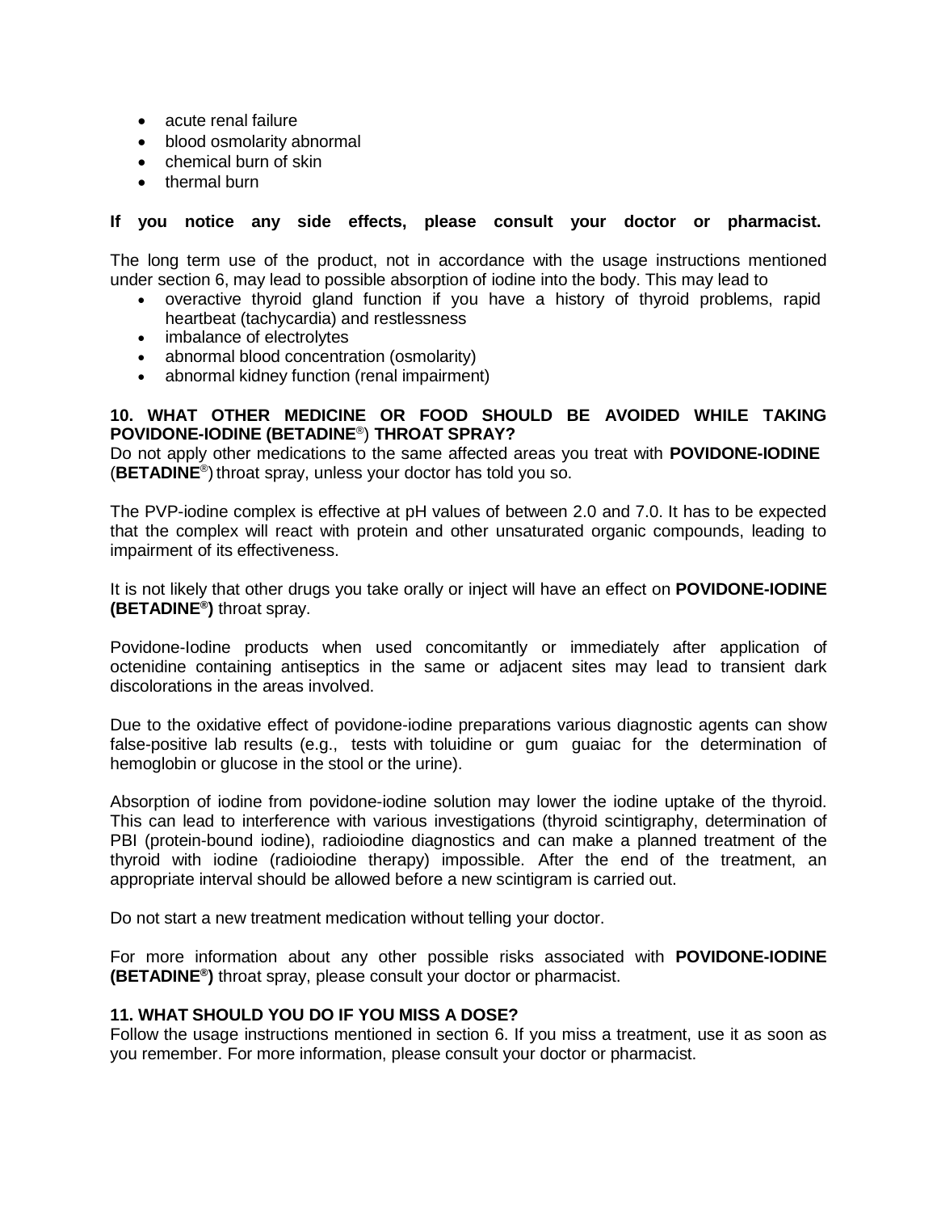- acute renal failure
- blood osmolarity abnormal
- chemical burn of skin
- thermal burn

**If you notice any side effects, please consult your doctor or pharmacist.**

The long term use of the product, not in accordance with the usage instructions mentioned under section 6, may lead to possible absorption of iodine into the body. This may lead to

- overactive thyroid gland function if you have a history of thyroid problems, rapid heartbeat (tachycardia) and restlessness
- imbalance of electrolytes
- abnormal blood concentration (osmolarity)
- abnormal kidney function (renal impairment)

**10. WHAT OTHER MEDICINE OR FOOD SHOULD BE AVOIDED WHILE TAKING POVIDONE-IODINE (BETADINE®) THROAT SPRAY?**

Do not apply other medications to the same affected areas you treat with **POVIDONE-IODINE** (**BETADINE®**) throat spray, unless your doctor has told you so.

The PVP-iodine complex is effective at pH values of between 2.0 and 7.0. It has to be expected that the complex will react with protein and other unsaturated organic compounds, leading to impairment of its effectiveness.

It is not likely that other drugs you take orally or inject will have an effect on **POVIDONE-IODINE (BETADINE®)** throat spray.

Povidone-Iodine products when used concomitantly or immediately after application of octenidine containing antiseptics in the same or adjacent sites may lead to transient dark discolorations in the areas involved.

Due to the oxidative effect of povidone-iodine preparations various diagnostic agents can show false-positive lab results (e.g., tests with toluidine or gum guaiac for the determination of hemoglobin or glucose in the stool or the urine).

Absorption of iodine from povidone-iodine solution may lower the iodine uptake of the thyroid. This can lead to interference with various investigations (thyroid scintigraphy, determination of PBI (protein-bound iodine), radioiodine diagnostics and can make a planned treatment of the thyroid with iodine (radioiodine therapy) impossible. After the end of the treatment, an appropriate interval should be allowed before a new scintigram is carried out.

Do not start a new treatment medication without telling your doctor.

For more information about any other possible risks associated with **POVIDONE-IODINE (BETADINE®)** throat spray, please consult your doctor or pharmacist.

**11. WHAT SHOULD YOU DO IF YOU MISS A DOSE?**

Follow the usage instructions mentioned in section 6. If you miss a treatment, use it as soon as you remember. For more information, please consult your doctor or pharmacist.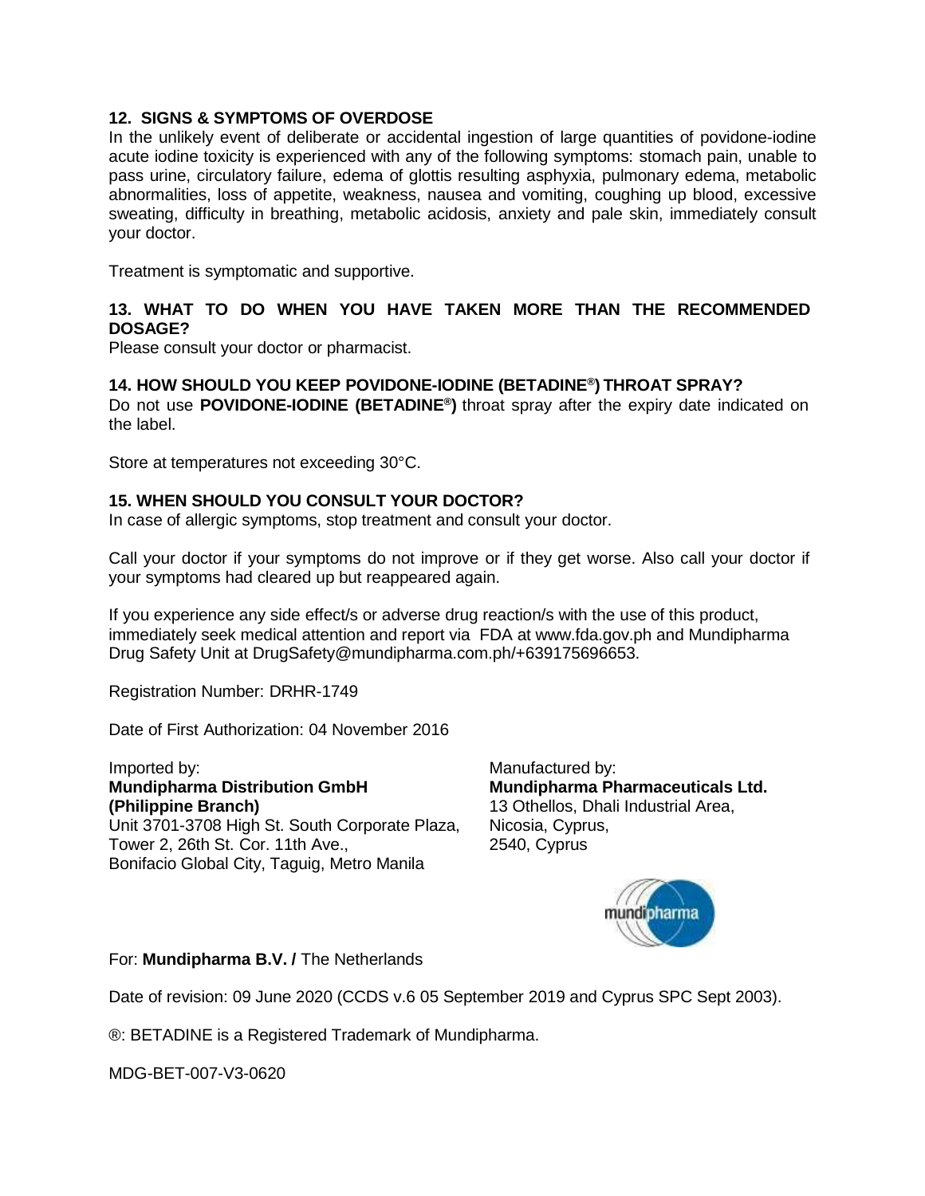## 12. SIGNS & SYMPTOMS OF OVERDOSE

In the unlikely event of deliberate or accidental ingestion of large quantities of povidone-iodine acute iodine toxicity is experienced with any of the following symptoms: stomach pain, unable to pass urine, circulatory failure, edema of glottis resulting asphyxia, pulmonary edema, metabolic abnormalities, loss of appetite, weakness, nausea and vomiting, coughing up blood, excessive sweating, difficulty in breathing, metabolic acidosis, anxiety and pale skin, immediately consult your doctor.

Treatment is symptomatic and supportive.

## 13. WHAT TO DO WHEN YOU HAVE TAKEN MORE THAN THE RECOMMENDED DOSAGE?

Please consult your doctor or pharmacist.

## 14. HOW SHOULD YOU KEEP POVIDONE-IODINE (BETADINE®) THROAT SPRAY?

Do not use **POVIDONE-IODINE (BETADINE®)** throat spray after the expiry date indicated on the label.

Store at temperatures not exceeding 30°C.

## 15. WHEN SHOULD YOU CONSULT YOUR DOCTOR?

In case of allergic symptoms, stop treatment and consult your doctor.

Call your doctor if your symptoms do not improve or if they get worse. Also call your doctor if your symptoms had cleared up but reappeared again.

If you experience any side effect/s or adverse drug reaction/s with the use of this product, immediately seek medical attention and report via FDA at www.fda.gov.ph and Mundipharma Drug Safety Unit at DrugSafety@mundipharma.com.ph/+639175696653.

Registration Number: DRHR-1749

Date of First Authorization: 04 November 2016

Imported by:
**Mundipharma Distribution GmbH**
**(Philippine Branch)**
Unit 3701-3708 High St. South Corporate Plaza,
Tower 2, 26th St. Cor. 11th Ave.,
Bonifacio Global City, Taguig, Metro Manila

Manufactured by:
**Mundipharma Pharmaceuticals Ltd.**
13 Othellos, Dhali Industrial Area,
Nicosia, Cyprus,
2540, Cyprus

For: **Mundipharma B.V. /** The Netherlands

Date of revision: 09 June 2020 (CCDS v.6 05 September 2019 and Cyprus SPC Sept 2003).

®: BETADINE is a Registered Trademark of Mundipharma.

MDG-BET-007-V3-0620